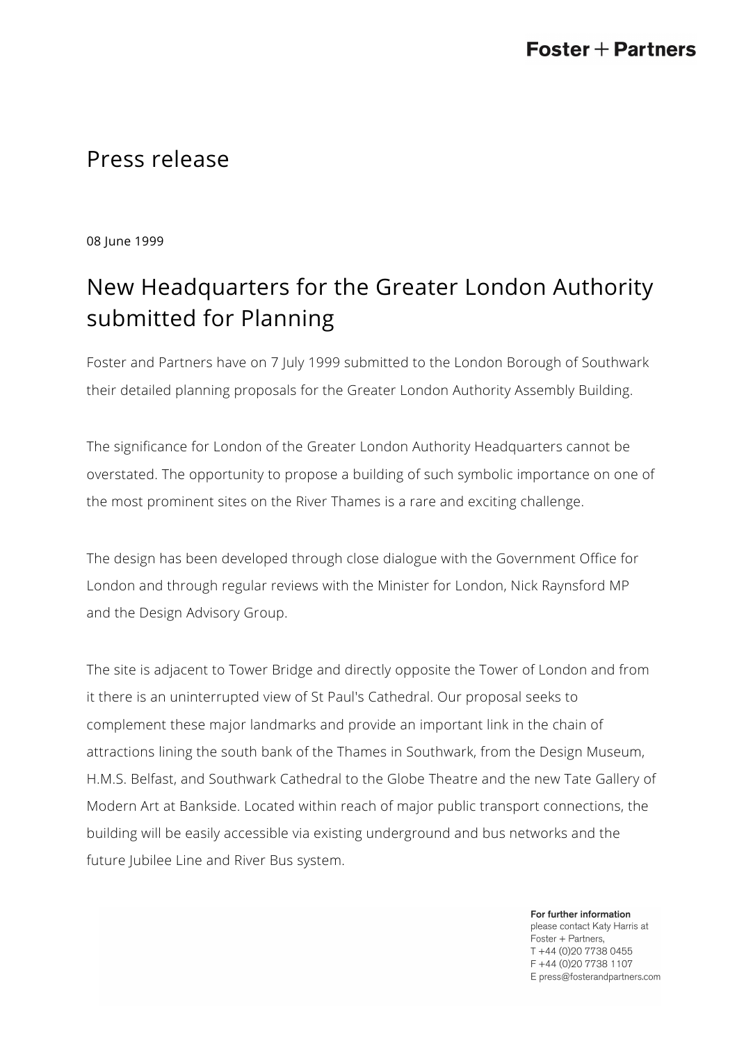Foster + Partners

# Press release

08 June 1999

## New Headquarters for the Greater London Authority submitted for Planning

Foster and Partners have on 7 July 1999 submitted to the London Borough of Southwark their detailed planning proposals for the Greater London Authority Assembly Building.

The significance for London of the Greater London Authority Headquarters cannot be overstated. The opportunity to propose a building of such symbolic importance on one of the most prominent sites on the River Thames is a rare and exciting challenge.

The design has been developed through close dialogue with the Government Office for London and through regular reviews with the Minister for London, Nick Raynsford MP and the Design Advisory Group.

The site is adjacent to Tower Bridge and directly opposite the Tower of London and from it there is an uninterrupted view of St Paul's Cathedral. Our proposal seeks to complement these major landmarks and provide an important link in the chain of attractions lining the south bank of the Thames in Southwark, from the Design Museum, H.M.S. Belfast, and Southwark Cathedral to the Globe Theatre and the new Tate Gallery of Modern Art at Bankside. Located within reach of major public transport connections, the building will be easily accessible via existing underground and bus networks and the future Jubilee Line and River Bus system.

**For further information**
please contact Katy Harris at Foster + Partners,
T +44 (0)20 7738 0455
F +44 (0)20 7738 1107
E press@fosterandpartners.com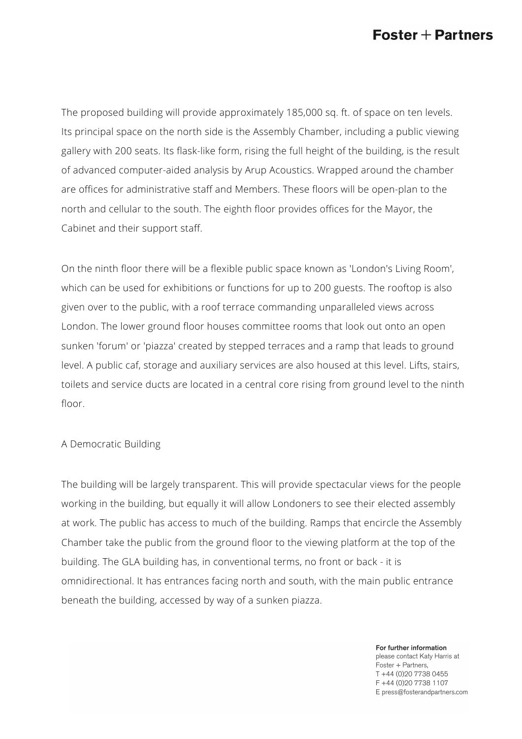The proposed building will provide approximately 185,000 sq. ft. of space on ten levels. Its principal space on the north side is the Assembly Chamber, including a public viewing gallery with 200 seats. Its flask-like form, rising the full height of the building, is the result of advanced computer-aided analysis by Arup Acoustics. Wrapped around the chamber are offices for administrative staff and Members. These floors will be open-plan to the north and cellular to the south. The eighth floor provides offices for the Mayor, the Cabinet and their support staff.

On the ninth floor there will be a flexible public space known as 'London's Living Room', which can be used for exhibitions or functions for up to 200 guests. The rooftop is also given over to the public, with a roof terrace commanding unparalleled views across London. The lower ground floor houses committee rooms that look out onto an open sunken 'forum' or 'piazza' created by stepped terraces and a ramp that leads to ground level. A public caf, storage and auxiliary services are also housed at this level. Lifts, stairs, toilets and service ducts are located in a central core rising from ground level to the ninth floor.

## A Democratic Building

The building will be largely transparent. This will provide spectacular views for the people working in the building, but equally it will allow Londoners to see their elected assembly at work. The public has access to much of the building. Ramps that encircle the Assembly Chamber take the public from the ground floor to the viewing platform at the top of the building. The GLA building has, in conventional terms, no front or back - it is omnidirectional. It has entrances facing north and south, with the main public entrance beneath the building, accessed by way of a sunken piazza.

**For further information**
please contact Katy Harris at
Foster + Partners,
T +44 (0)20 7738 0455
F +44 (0)20 7738 1107
E press@fosterandpartners.com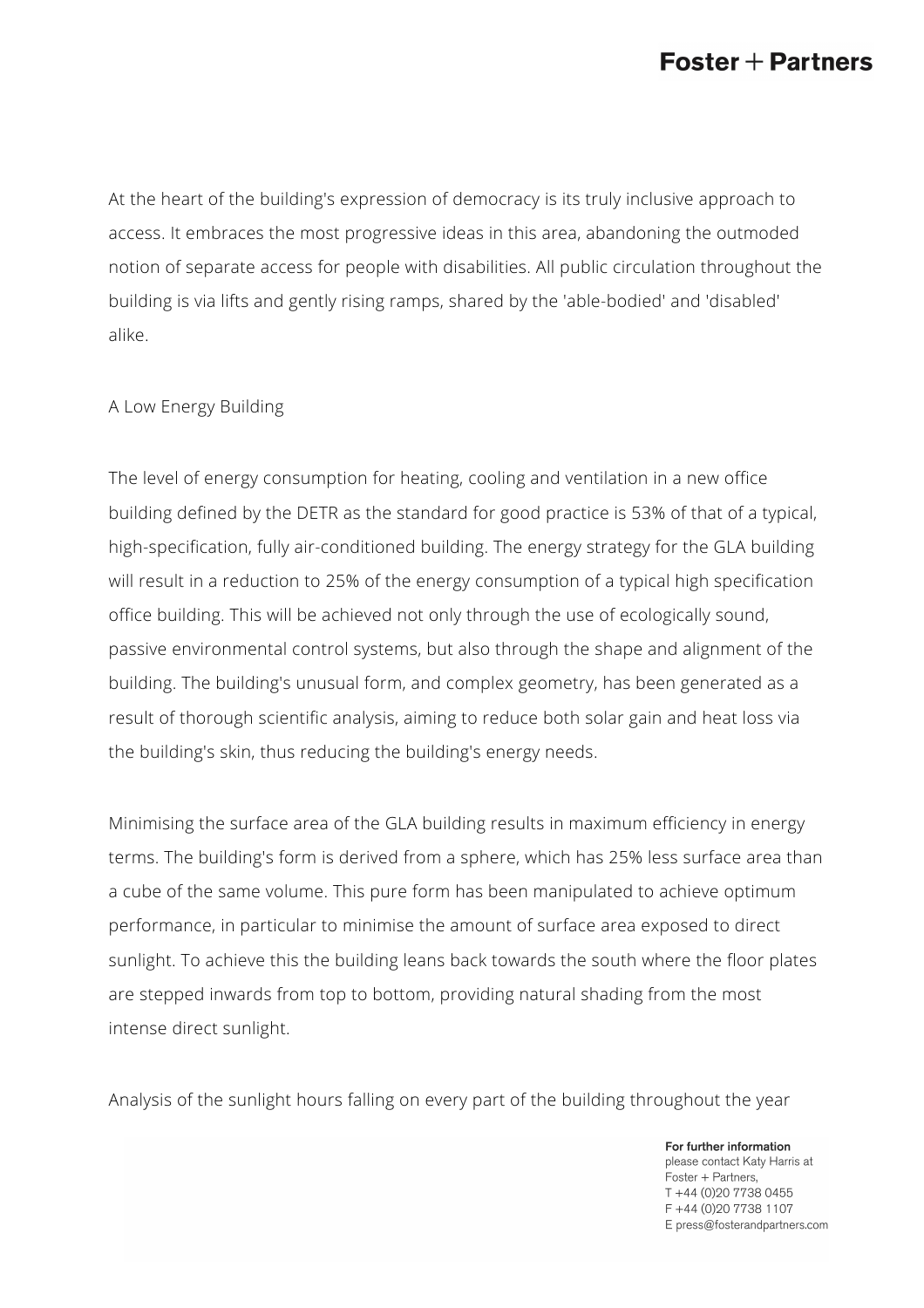At the heart of the building's expression of democracy is its truly inclusive approach to access. It embraces the most progressive ideas in this area, abandoning the outmoded notion of separate access for people with disabilities. All public circulation throughout the building is via lifts and gently rising ramps, shared by the 'able-bodied' and 'disabled' alike.

## A Low Energy Building

The level of energy consumption for heating, cooling and ventilation in a new office building defined by the DETR as the standard for good practice is 53% of that of a typical, high-specification, fully air-conditioned building. The energy strategy for the GLA building will result in a reduction to 25% of the energy consumption of a typical high specification office building. This will be achieved not only through the use of ecologically sound, passive environmental control systems, but also through the shape and alignment of the building. The building's unusual form, and complex geometry, has been generated as a result of thorough scientific analysis, aiming to reduce both solar gain and heat loss via the building's skin, thus reducing the building's energy needs.

Minimising the surface area of the GLA building results in maximum efficiency in energy terms. The building's form is derived from a sphere, which has 25% less surface area than a cube of the same volume. This pure form has been manipulated to achieve optimum performance, in particular to minimise the amount of surface area exposed to direct sunlight. To achieve this the building leans back towards the south where the floor plates are stepped inwards from top to bottom, providing natural shading from the most intense direct sunlight.

Analysis of the sunlight hours falling on every part of the building throughout the year

**For further information**
please contact Katy Harris at Foster + Partners,
T +44 (0)20 7738 0455
F +44 (0)20 7738 1107
E press@fosterandpartners.com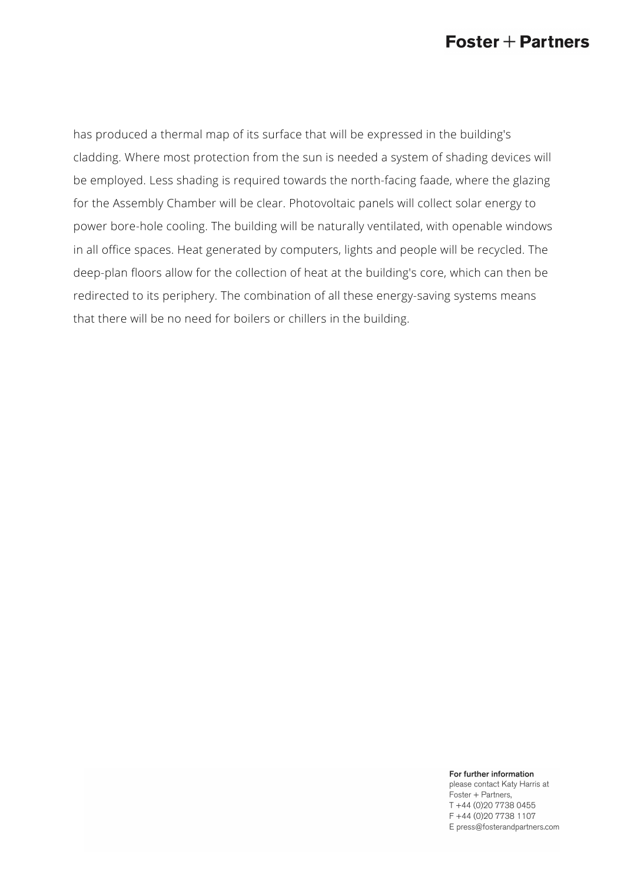has produced a thermal map of its surface that will be expressed in the building's cladding. Where most protection from the sun is needed a system of shading devices will be employed. Less shading is required towards the north-facing faade, where the glazing for the Assembly Chamber will be clear. Photovoltaic panels will collect solar energy to power bore-hole cooling. The building will be naturally ventilated, with openable windows in all office spaces. Heat generated by computers, lights and people will be recycled. The deep-plan floors allow for the collection of heat at the building's core, which can then be redirected to its periphery. The combination of all these energy-saving systems means that there will be no need for boilers or chillers in the building.

**For further information**
please contact Katy Harris at
Foster + Partners,
T +44 (0)20 7738 0455
F +44 (0)20 7738 1107
E press@fosterandpartners.com